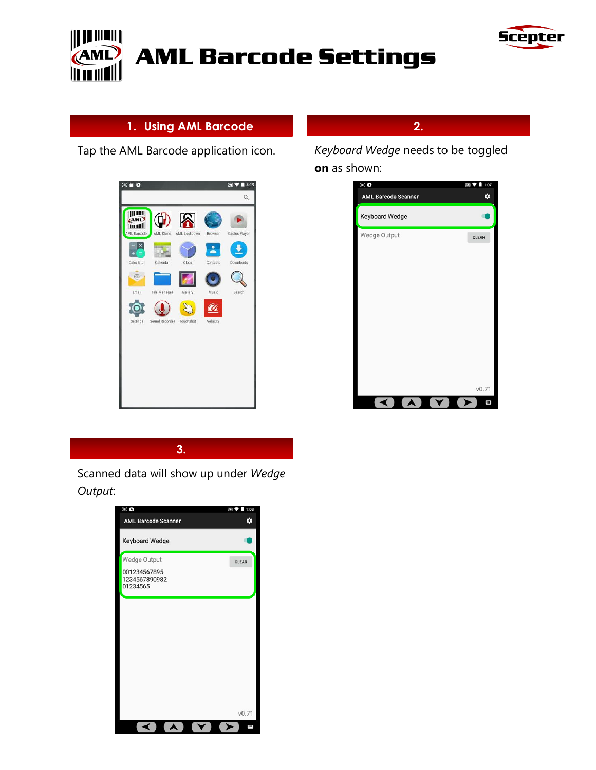# AML Barcode Settings

## 1. Using AML Barcode

Tap the AML Barcode application icon.

## 2.

*Keyboard Wedge* needs to be toggled **on** as shown:

## 3.

Scanned data will show up under *Wedge Output*: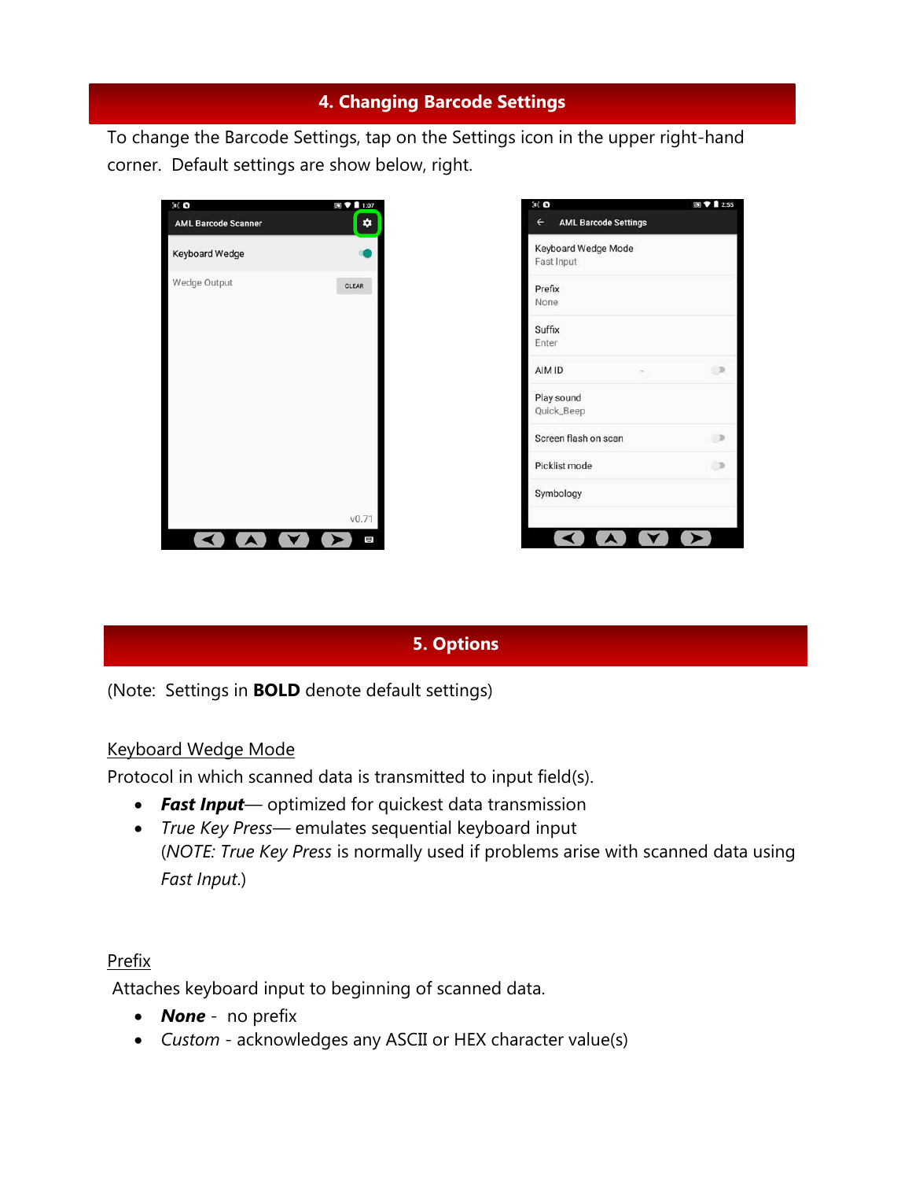## 4. Changing Barcode Settings

To change the Barcode Settings, tap on the Settings icon in the upper right-hand corner. Default settings are show below, right.

## 5. Options

(Note: Settings in **BOLD** denote default settings)

Keyboard Wedge Mode

Protocol in which scanned data is transmitted to input field(s).

- ***Fast Input***— optimized for quickest data transmission
- *True Key Press*— emulates sequential keyboard input
  (*NOTE: True Key Press* is normally used if problems arise with scanned data using *Fast Input*.)

Prefix

Attaches keyboard input to beginning of scanned data.

- ***None*** - no prefix
- *Custom* - acknowledges any ASCII or HEX character value(s)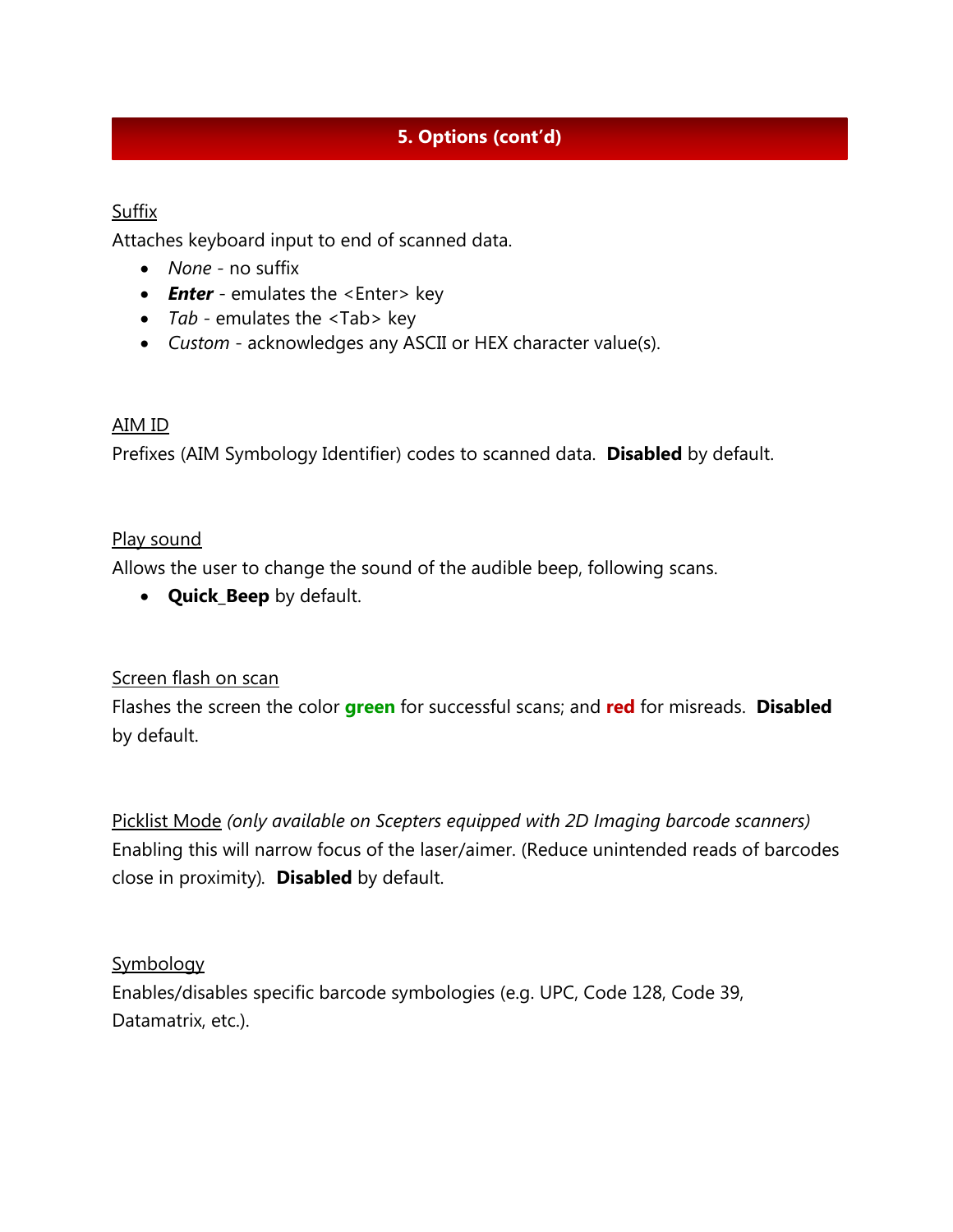## 5. Options (cont'd)

Suffix

Attaches keyboard input to end of scanned data.

- *None* - no suffix
- ***Enter*** - emulates the <Enter> key
- *Tab* - emulates the <Tab> key
- *Custom* - acknowledges any ASCII or HEX character value(s).

AIM ID

Prefixes (AIM Symbology Identifier) codes to scanned data. **Disabled** by default.

Play sound

Allows the user to change the sound of the audible beep, following scans.

- **Quick_Beep** by default.

Screen flash on scan

Flashes the screen the color **green** for successful scans; and **red** for misreads. **Disabled** by default.

Picklist Mode *(only available on Scepters equipped with 2D Imaging barcode scanners)*

Enabling this will narrow focus of the laser/aimer. (Reduce unintended reads of barcodes close in proximity). **Disabled** by default.

Symbology

Enables/disables specific barcode symbologies (e.g. UPC, Code 128, Code 39, Datamatrix, etc.).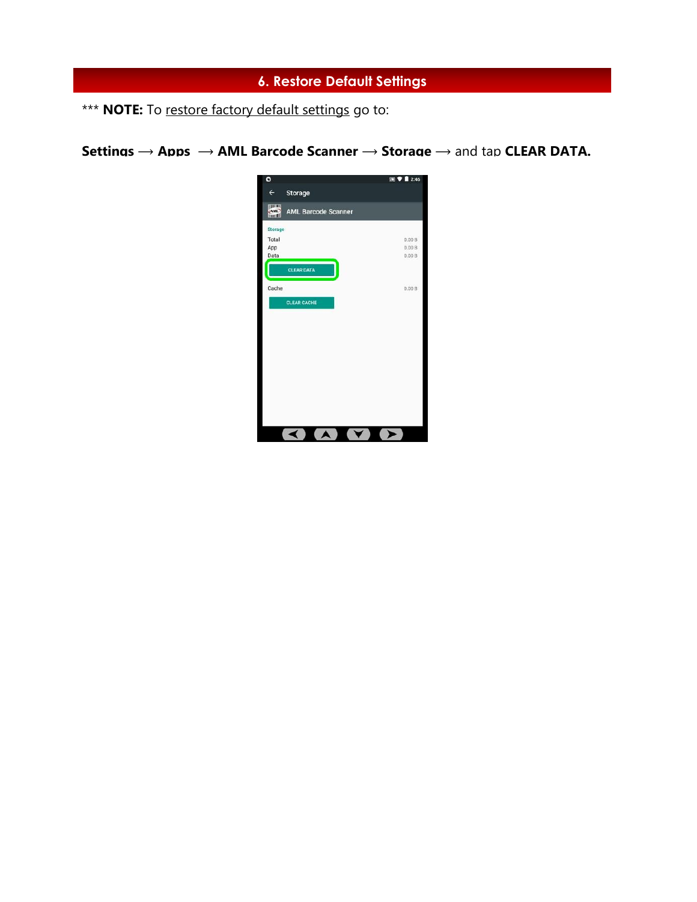## 6. Restore Default Settings

*** **NOTE:** To restore factory default settings go to:

**Settings** ⟶ **Apps** ⟶ **AML Barcode Scanner** ⟶ **Storage** ⟶ and tap **CLEAR DATA.**